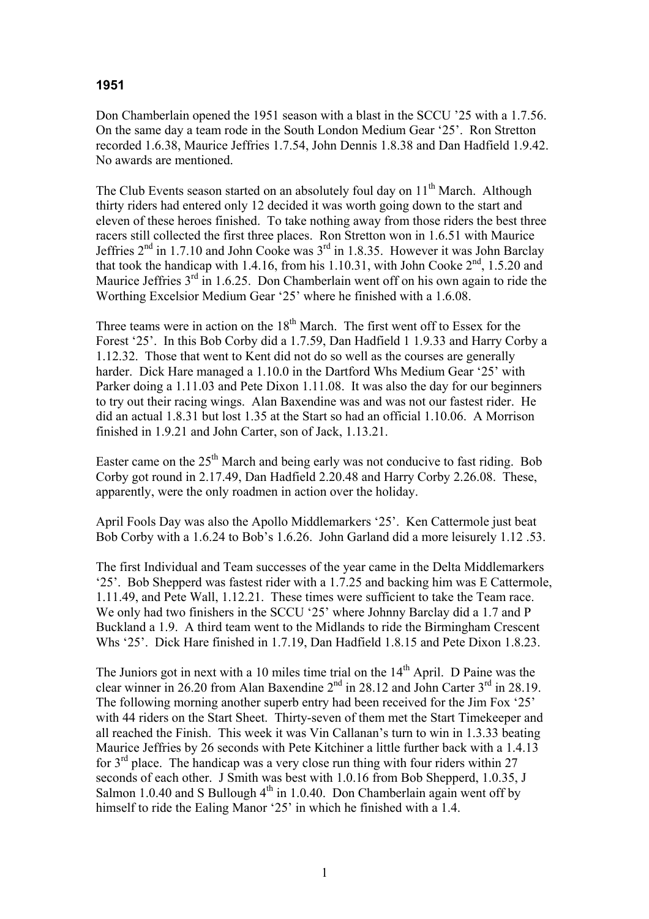# 1951

Don Chamberlain opened the 1951 season with a blast in the SCCU '25 with a 1.7.56. On the same day a team rode in the South London Medium Gear '25'. Ron Stretton recorded 1.6.38, Maurice Jeffries 1.7.54, John Dennis 1.8.38 and Dan Hadfield 1.9.42. No awards are mentioned.

The Club Events season started on an absolutely foul day on 11th March. Although thirty riders had entered only 12 decided it was worth going down to the start and eleven of these heroes finished. To take nothing away from those riders the best three racers still collected the first three places. Ron Stretton won in 1.6.51 with Maurice Jeffries 2nd in 1.7.10 and John Cooke was 3rd in 1.8.35. However it was John Barclay that took the handicap with 1.4.16, from his 1.10.31, with John Cooke 2nd, 1.5.20 and Maurice Jeffries 3rd in 1.6.25. Don Chamberlain went off on his own again to ride the Worthing Excelsior Medium Gear '25' where he finished with a 1.6.08.

Three teams were in action on the 18th March. The first went off to Essex for the Forest '25'. In this Bob Corby did a 1.7.59, Dan Hadfield 1 1.9.33 and Harry Corby a 1.12.32. Those that went to Kent did not do so well as the courses are generally harder. Dick Hare managed a 1.10.0 in the Dartford Whs Medium Gear '25' with Parker doing a 1.11.03 and Pete Dixon 1.11.08. It was also the day for our beginners to try out their racing wings. Alan Baxendine was and was not our fastest rider. He did an actual 1.8.31 but lost 1.35 at the Start so had an official 1.10.06. A Morrison finished in 1.9.21 and John Carter, son of Jack, 1.13.21.

Easter came on the 25th March and being early was not conducive to fast riding. Bob Corby got round in 2.17.49, Dan Hadfield 2.20.48 and Harry Corby 2.26.08. These, apparently, were the only roadmen in action over the holiday.

April Fools Day was also the Apollo Middlemarkers '25'. Ken Cattermole just beat Bob Corby with a 1.6.24 to Bob's 1.6.26. John Garland did a more leisurely 1.12 .53.

The first Individual and Team successes of the year came in the Delta Middlemarkers '25'. Bob Shepperd was fastest rider with a 1.7.25 and backing him was E Cattermole, 1.11.49, and Pete Wall, 1.12.21. These times were sufficient to take the Team race. We only had two finishers in the SCCU '25' where Johnny Barclay did a 1.7 and P Buckland a 1.9. A third team went to the Midlands to ride the Birmingham Crescent Whs '25'. Dick Hare finished in 1.7.19, Dan Hadfield 1.8.15 and Pete Dixon 1.8.23.

The Juniors got in next with a 10 miles time trial on the 14th April. D Paine was the clear winner in 26.20 from Alan Baxendine 2nd in 28.12 and John Carter 3rd in 28.19. The following morning another superb entry had been received for the Jim Fox '25' with 44 riders on the Start Sheet. Thirty-seven of them met the Start Timekeeper and all reached the Finish. This week it was Vin Callanan's turn to win in 1.3.33 beating Maurice Jeffries by 26 seconds with Pete Kitchiner a little further back with a 1.4.13 for 3rd place. The handicap was a very close run thing with four riders within 27 seconds of each other. J Smith was best with 1.0.16 from Bob Shepperd, 1.0.35, J Salmon 1.0.40 and S Bullough 4th in 1.0.40. Don Chamberlain again went off by himself to ride the Ealing Manor '25' in which he finished with a 1.4.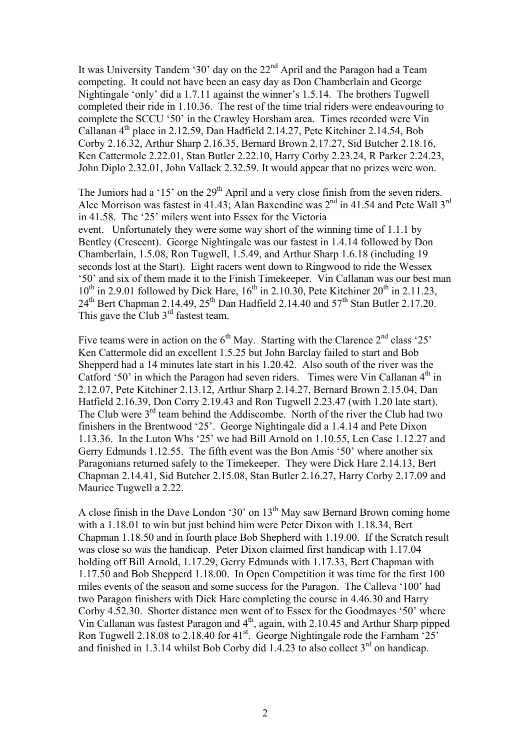It was University Tandem '30' day on the 22nd April and the Paragon had a Team competing. It could not have been an easy day as Don Chamberlain and George Nightingale 'only' did a 1.7.11 against the winner's 1.5.14. The brothers Tugwell completed their ride in 1.10.36. The rest of the time trial riders were endeavouring to complete the SCCU '50' in the Crawley Horsham area. Times recorded were Vin Callanan 4th place in 2.12.59, Dan Hadfield 2.14.27, Pete Kitchiner 2.14.54, Bob Corby 2.16.32, Arthur Sharp 2.16.35, Bernard Brown 2.17.27, Sid Butcher 2.18.16, Ken Cattermole 2.22.01, Stan Butler 2.22.10, Harry Corby 2.23.24, R Parker 2.24.23, John Diplo 2.32.01, John Vallack 2.32.59. It would appear that no prizes were won.

The Juniors had a '15' on the 29th April and a very close finish from the seven riders. Alec Morrison was fastest in 41.43; Alan Baxendine was 2nd in 41.54 and Pete Wall 3rd in 41.58. The '25' milers went into Essex for the Victoria event. Unfortunately they were some way short of the winning time of 1.1.1 by Bentley (Crescent). George Nightingale was our fastest in 1.4.14 followed by Don Chamberlain, 1.5.08, Ron Tugwell, 1.5.49, and Arthur Sharp 1.6.18 (including 19 seconds lost at the Start). Eight racers went down to Ringwood to ride the Wessex '50' and six of them made it to the Finish Timekeeper. Vin Callanan was our best man 10th in 2.9.01 followed by Dick Hare, 16th in 2.10.30, Pete Kitchiner 20th in 2.11.23, 24th Bert Chapman 2.14.49, 25th Dan Hadfield 2.14.40 and 57th Stan Butler 2.17.20. This gave the Club 3rd fastest team.

Five teams were in action on the 6th May. Starting with the Clarence 2nd class '25' Ken Cattermole did an excellent 1.5.25 but John Barclay failed to start and Bob Shepperd had a 14 minutes late start in his 1.20.42. Also south of the river was the Catford '50' in which the Paragon had seven riders. Times were Vin Callanan 4th in 2.12.07, Pete Kitchiner 2.13.12, Arthur Sharp 2.14.27, Bernard Brown 2.15.04, Dan Hatfield 2.16.39, Don Corry 2.19.43 and Ron Tugwell 2.23.47 (with 1.20 late start). The Club were 3rd team behind the Addiscombe. North of the river the Club had two finishers in the Brentwood '25'. George Nightingale did a 1.4.14 and Pete Dixon 1.13.36. In the Luton Whs '25' we had Bill Arnold on 1.10.55, Len Case 1.12.27 and Gerry Edmunds 1.12.55. The fifth event was the Bon Amis '50' where another six Paragonians returned safely to the Timekeeper. They were Dick Hare 2.14.13, Bert Chapman 2.14.41, Sid Butcher 2.15.08, Stan Butler 2.16.27, Harry Corby 2.17.09 and Maurice Tugwell a 2.22.

A close finish in the Dave London '30' on 13th May saw Bernard Brown coming home with a 1.18.01 to win but just behind him were Peter Dixon with 1.18.34, Bert Chapman 1.18.50 and in fourth place Bob Shepherd with 1.19.00. If the Scratch result was close so was the handicap. Peter Dixon claimed first handicap with 1.17.04 holding off Bill Arnold, 1.17.29, Gerry Edmunds with 1.17.33, Bert Chapman with 1.17.50 and Bob Shepperd 1.18.00. In Open Competition it was time for the first 100 miles events of the season and some success for the Paragon. The Calleva '100' had two Paragon finishers with Dick Hare completing the course in 4.46.30 and Harry Corby 4.52.30. Shorter distance men went of to Essex for the Goodmayes '50' where Vin Callanan was fastest Paragon and 4th, again, with 2.10.45 and Arthur Sharp pipped Ron Tugwell 2.18.08 to 2.18.40 for 41st. George Nightingale rode the Farnham '25' and finished in 1.3.14 whilst Bob Corby did 1.4.23 to also collect 3rd on handicap.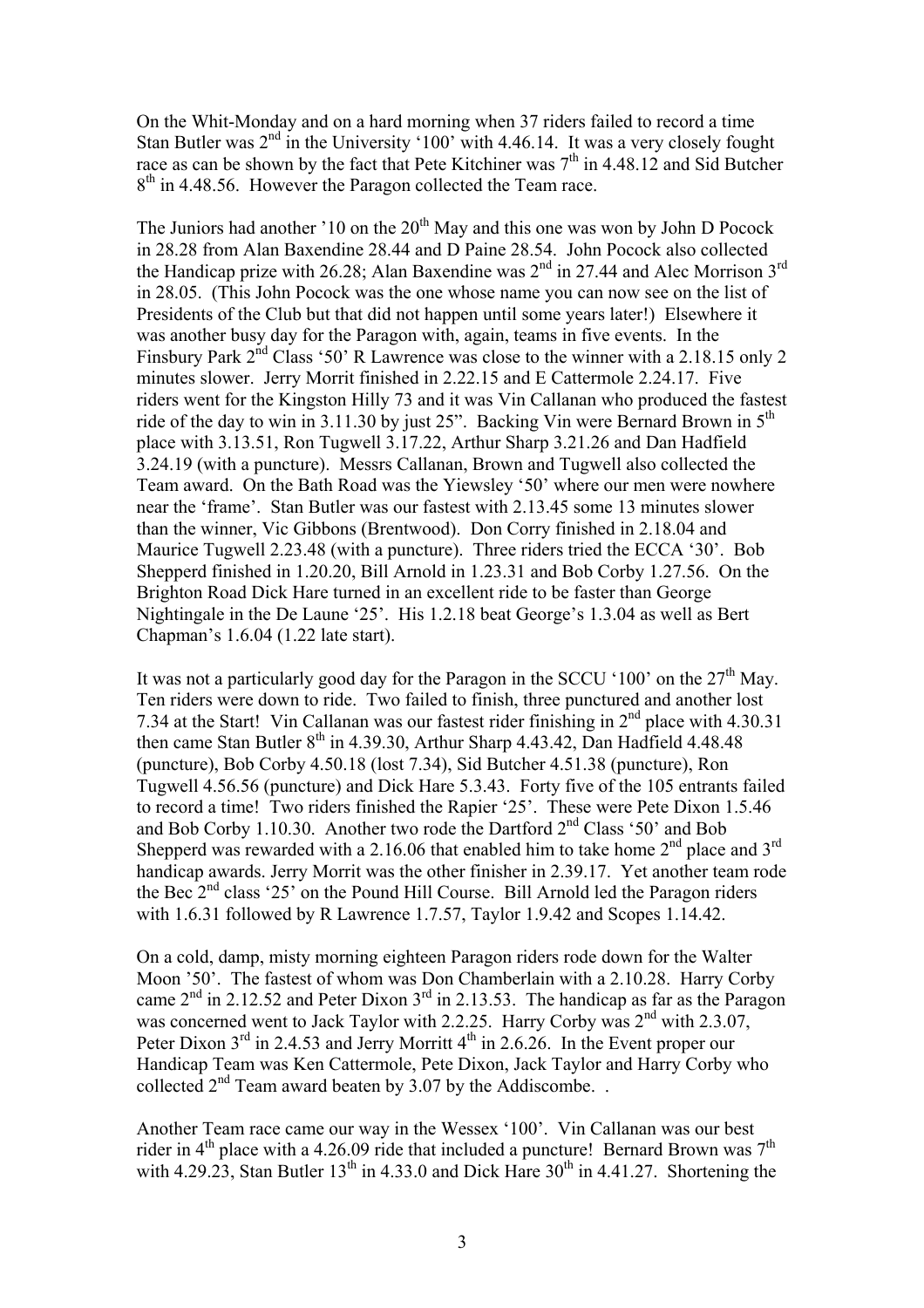On the Whit-Monday and on a hard morning when 37 riders failed to record a time Stan Butler was 2nd in the University '100' with 4.46.14. It was a very closely fought race as can be shown by the fact that Pete Kitchiner was 7th in 4.48.12 and Sid Butcher 8th in 4.48.56. However the Paragon collected the Team race.

The Juniors had another '10 on the 20th May and this one was won by John D Pocock in 28.28 from Alan Baxendine 28.44 and D Paine 28.54. John Pocock also collected the Handicap prize with 26.28; Alan Baxendine was 2nd in 27.44 and Alec Morrison 3rd in 28.05. (This John Pocock was the one whose name you can now see on the list of Presidents of the Club but that did not happen until some years later!) Elsewhere it was another busy day for the Paragon with, again, teams in five events. In the Finsbury Park 2nd Class '50' R Lawrence was close to the winner with a 2.18.15 only 2 minutes slower. Jerry Morrit finished in 2.22.15 and E Cattermole 2.24.17. Five riders went for the Kingston Hilly 73 and it was Vin Callanan who produced the fastest ride of the day to win in 3.11.30 by just 25". Backing Vin were Bernard Brown in 5th place with 3.13.51, Ron Tugwell 3.17.22, Arthur Sharp 3.21.26 and Dan Hadfield 3.24.19 (with a puncture). Messrs Callanan, Brown and Tugwell also collected the Team award. On the Bath Road was the Yiewsley '50' where our men were nowhere near the 'frame'. Stan Butler was our fastest with 2.13.45 some 13 minutes slower than the winner, Vic Gibbons (Brentwood). Don Corry finished in 2.18.04 and Maurice Tugwell 2.23.48 (with a puncture). Three riders tried the ECCA '30'. Bob Shepperd finished in 1.20.20, Bill Arnold in 1.23.31 and Bob Corby 1.27.56. On the Brighton Road Dick Hare turned in an excellent ride to be faster than George Nightingale in the De Laune '25'. His 1.2.18 beat George's 1.3.04 as well as Bert Chapman's 1.6.04 (1.22 late start).

It was not a particularly good day for the Paragon in the SCCU '100' on the 27th May. Ten riders were down to ride. Two failed to finish, three punctured and another lost 7.34 at the Start! Vin Callanan was our fastest rider finishing in 2nd place with 4.30.31 then came Stan Butler 8th in 4.39.30, Arthur Sharp 4.43.42, Dan Hadfield 4.48.48 (puncture), Bob Corby 4.50.18 (lost 7.34), Sid Butcher 4.51.38 (puncture), Ron Tugwell 4.56.56 (puncture) and Dick Hare 5.3.43. Forty five of the 105 entrants failed to record a time! Two riders finished the Rapier '25'. These were Pete Dixon 1.5.46 and Bob Corby 1.10.30. Another two rode the Dartford 2nd Class '50' and Bob Shepperd was rewarded with a 2.16.06 that enabled him to take home 2nd place and 3rd handicap awards. Jerry Morrit was the other finisher in 2.39.17. Yet another team rode the Bec 2nd class '25' on the Pound Hill Course. Bill Arnold led the Paragon riders with 1.6.31 followed by R Lawrence 1.7.57, Taylor 1.9.42 and Scopes 1.14.42.

On a cold, damp, misty morning eighteen Paragon riders rode down for the Walter Moon '50'. The fastest of whom was Don Chamberlain with a 2.10.28. Harry Corby came 2nd in 2.12.52 and Peter Dixon 3rd in 2.13.53. The handicap as far as the Paragon was concerned went to Jack Taylor with 2.2.25. Harry Corby was 2nd with 2.3.07, Peter Dixon 3rd in 2.4.53 and Jerry Morritt 4th in 2.6.26. In the Event proper our Handicap Team was Ken Cattermole, Pete Dixon, Jack Taylor and Harry Corby who collected 2nd Team award beaten by 3.07 by the Addiscombe. .

Another Team race came our way in the Wessex '100'. Vin Callanan was our best rider in 4th place with a 4.26.09 ride that included a puncture! Bernard Brown was 7th with 4.29.23, Stan Butler 13th in 4.33.0 and Dick Hare 30th in 4.41.27. Shortening the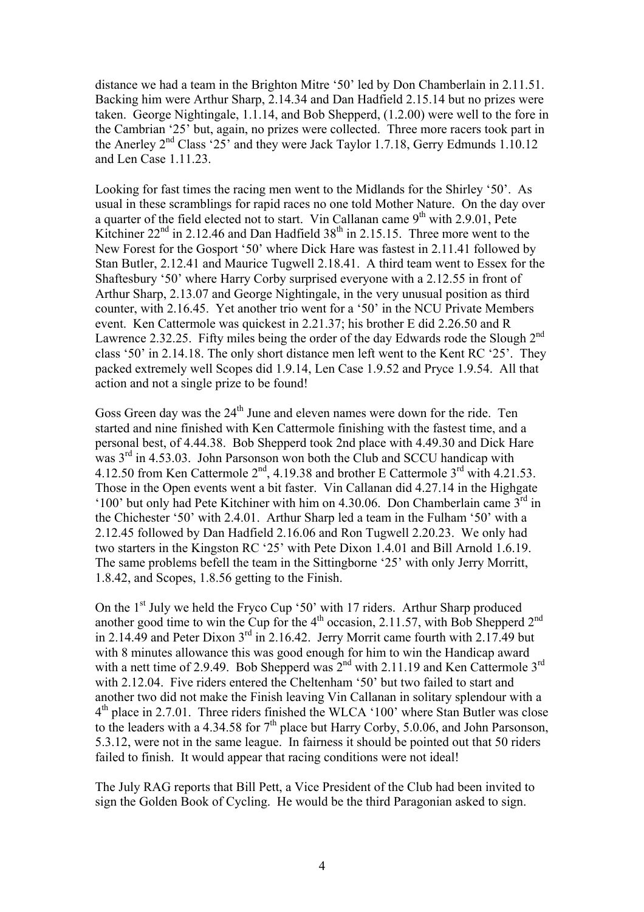distance we had a team in the Brighton Mitre '50' led by Don Chamberlain in 2.11.51. Backing him were Arthur Sharp, 2.14.34 and Dan Hadfield 2.15.14 but no prizes were taken. George Nightingale, 1.1.14, and Bob Shepperd, (1.2.00) were well to the fore in the Cambrian '25' but, again, no prizes were collected. Three more racers took part in the Anerley 2nd Class '25' and they were Jack Taylor 1.7.18, Gerry Edmunds 1.10.12 and Len Case 1.11.23.

Looking for fast times the racing men went to the Midlands for the Shirley '50'. As usual in these scramblings for rapid races no one told Mother Nature. On the day over a quarter of the field elected not to start. Vin Callanan came 9th with 2.9.01, Pete Kitchiner 22nd in 2.12.46 and Dan Hadfield 38th in 2.15.15. Three more went to the New Forest for the Gosport '50' where Dick Hare was fastest in 2.11.41 followed by Stan Butler, 2.12.41 and Maurice Tugwell 2.18.41. A third team went to Essex for the Shaftesbury '50' where Harry Corby surprised everyone with a 2.12.55 in front of Arthur Sharp, 2.13.07 and George Nightingale, in the very unusual position as third counter, with 2.16.45. Yet another trio went for a '50' in the NCU Private Members event. Ken Cattermole was quickest in 2.21.37; his brother E did 2.26.50 and R Lawrence 2.32.25. Fifty miles being the order of the day Edwards rode the Slough 2nd class '50' in 2.14.18. The only short distance men left went to the Kent RC '25'. They packed extremely well Scopes did 1.9.14, Len Case 1.9.52 and Pryce 1.9.54. All that action and not a single prize to be found!

Goss Green day was the 24th June and eleven names were down for the ride. Ten started and nine finished with Ken Cattermole finishing with the fastest time, and a personal best, of 4.44.38. Bob Shepperd took 2nd place with 4.49.30 and Dick Hare was 3rd in 4.53.03. John Parsonson won both the Club and SCCU handicap with 4.12.50 from Ken Cattermole 2nd, 4.19.38 and brother E Cattermole 3rd with 4.21.53. Those in the Open events went a bit faster. Vin Callanan did 4.27.14 in the Highgate '100' but only had Pete Kitchiner with him on 4.30.06. Don Chamberlain came 3rd in the Chichester '50' with 2.4.01. Arthur Sharp led a team in the Fulham '50' with a 2.12.45 followed by Dan Hadfield 2.16.06 and Ron Tugwell 2.20.23. We only had two starters in the Kingston RC '25' with Pete Dixon 1.4.01 and Bill Arnold 1.6.19. The same problems befell the team in the Sittingborne '25' with only Jerry Morritt, 1.8.42, and Scopes, 1.8.56 getting to the Finish.

On the 1st July we held the Fryco Cup '50' with 17 riders. Arthur Sharp produced another good time to win the Cup for the 4th occasion, 2.11.57, with Bob Shepperd 2nd in 2.14.49 and Peter Dixon 3rd in 2.16.42. Jerry Morrit came fourth with 2.17.49 but with 8 minutes allowance this was good enough for him to win the Handicap award with a nett time of 2.9.49. Bob Shepperd was 2nd with 2.11.19 and Ken Cattermole 3rd with 2.12.04. Five riders entered the Cheltenham '50' but two failed to start and another two did not make the Finish leaving Vin Callanan in solitary splendour with a 4th place in 2.7.01. Three riders finished the WLCA '100' where Stan Butler was close to the leaders with a 4.34.58 for 7th place but Harry Corby, 5.0.06, and John Parsonson, 5.3.12, were not in the same league. In fairness it should be pointed out that 50 riders failed to finish. It would appear that racing conditions were not ideal!

The July RAG reports that Bill Pett, a Vice President of the Club had been invited to sign the Golden Book of Cycling. He would be the third Paragonian asked to sign.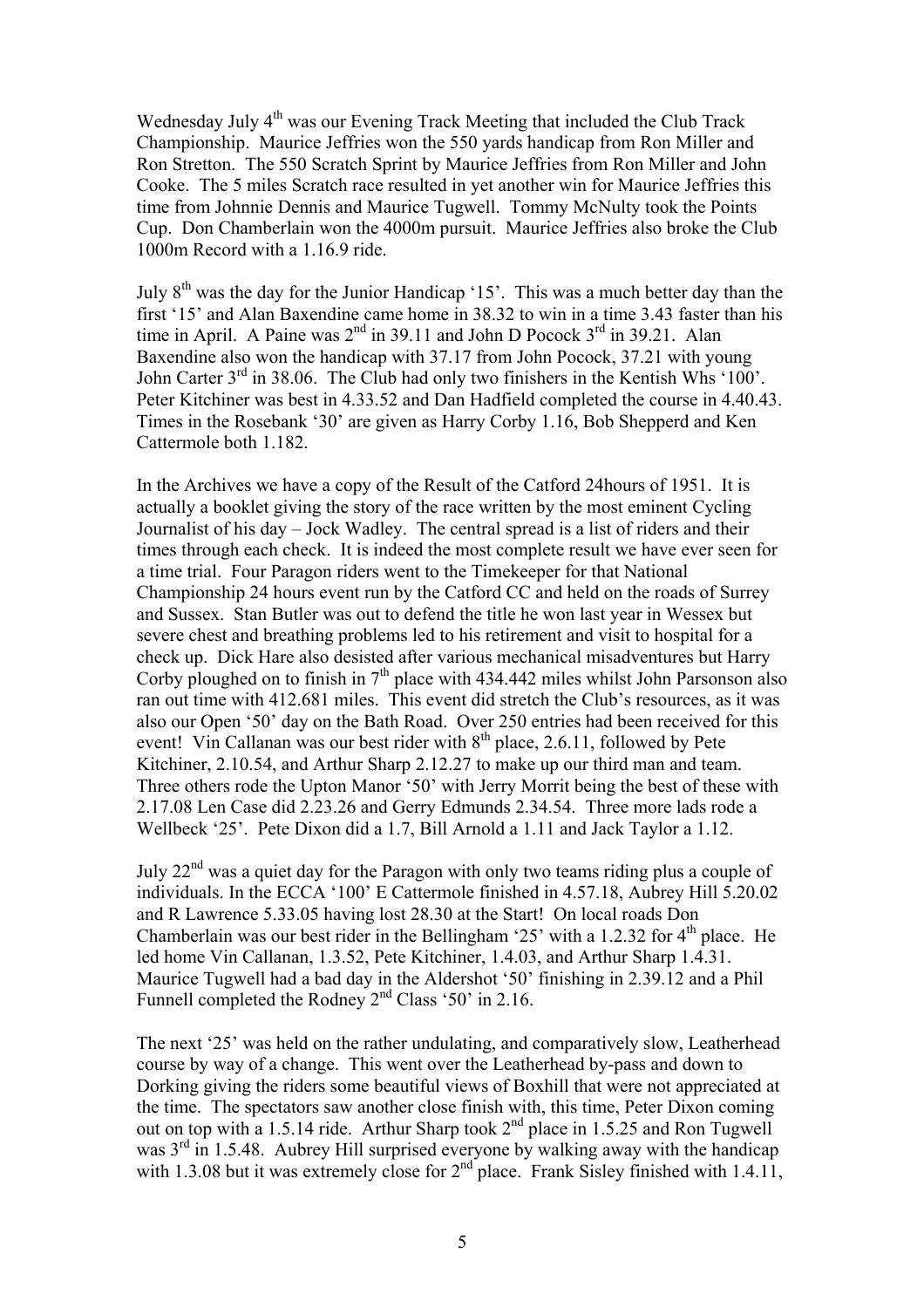Wednesday July 4th was our Evening Track Meeting that included the Club Track Championship. Maurice Jeffries won the 550 yards handicap from Ron Miller and Ron Stretton. The 550 Scratch Sprint by Maurice Jeffries from Ron Miller and John Cooke. The 5 miles Scratch race resulted in yet another win for Maurice Jeffries this time from Johnnie Dennis and Maurice Tugwell. Tommy McNulty took the Points Cup. Don Chamberlain won the 4000m pursuit. Maurice Jeffries also broke the Club 1000m Record with a 1.16.9 ride.

July 8th was the day for the Junior Handicap '15'. This was a much better day than the first '15' and Alan Baxendine came home in 38.32 to win in a time 3.43 faster than his time in April. A Paine was 2nd in 39.11 and John D Pocock 3rd in 39.21. Alan Baxendine also won the handicap with 37.17 from John Pocock, 37.21 with young John Carter 3rd in 38.06. The Club had only two finishers in the Kentish Whs '100'. Peter Kitchiner was best in 4.33.52 and Dan Hadfield completed the course in 4.40.43. Times in the Rosebank '30' are given as Harry Corby 1.16, Bob Shepperd and Ken Cattermole both 1.182.

In the Archives we have a copy of the Result of the Catford 24hours of 1951. It is actually a booklet giving the story of the race written by the most eminent Cycling Journalist of his day – Jock Wadley. The central spread is a list of riders and their times through each check. It is indeed the most complete result we have ever seen for a time trial. Four Paragon riders went to the Timekeeper for that National Championship 24 hours event run by the Catford CC and held on the roads of Surrey and Sussex. Stan Butler was out to defend the title he won last year in Wessex but severe chest and breathing problems led to his retirement and visit to hospital for a check up. Dick Hare also desisted after various mechanical misadventures but Harry Corby ploughed on to finish in 7th place with 434.442 miles whilst John Parsonson also ran out time with 412.681 miles. This event did stretch the Club's resources, as it was also our Open '50' day on the Bath Road. Over 250 entries had been received for this event! Vin Callanan was our best rider with 8th place, 2.6.11, followed by Pete Kitchiner, 2.10.54, and Arthur Sharp 2.12.27 to make up our third man and team. Three others rode the Upton Manor '50' with Jerry Morrit being the best of these with 2.17.08 Len Case did 2.23.26 and Gerry Edmunds 2.34.54. Three more lads rode a Wellbeck '25'. Pete Dixon did a 1.7, Bill Arnold a 1.11 and Jack Taylor a 1.12.

July 22nd was a quiet day for the Paragon with only two teams riding plus a couple of individuals. In the ECCA '100' E Cattermole finished in 4.57.18, Aubrey Hill 5.20.02 and R Lawrence 5.33.05 having lost 28.30 at the Start! On local roads Don Chamberlain was our best rider in the Bellingham '25' with a 1.2.32 for 4th place. He led home Vin Callanan, 1.3.52, Pete Kitchiner, 1.4.03, and Arthur Sharp 1.4.31. Maurice Tugwell had a bad day in the Aldershot '50' finishing in 2.39.12 and a Phil Funnell completed the Rodney 2nd Class '50' in 2.16.

The next '25' was held on the rather undulating, and comparatively slow, Leatherhead course by way of a change. This went over the Leatherhead by-pass and down to Dorking giving the riders some beautiful views of Boxhill that were not appreciated at the time. The spectators saw another close finish with, this time, Peter Dixon coming out on top with a 1.5.14 ride. Arthur Sharp took 2nd place in 1.5.25 and Ron Tugwell was 3rd in 1.5.48. Aubrey Hill surprised everyone by walking away with the handicap with 1.3.08 but it was extremely close for 2nd place. Frank Sisley finished with 1.4.11,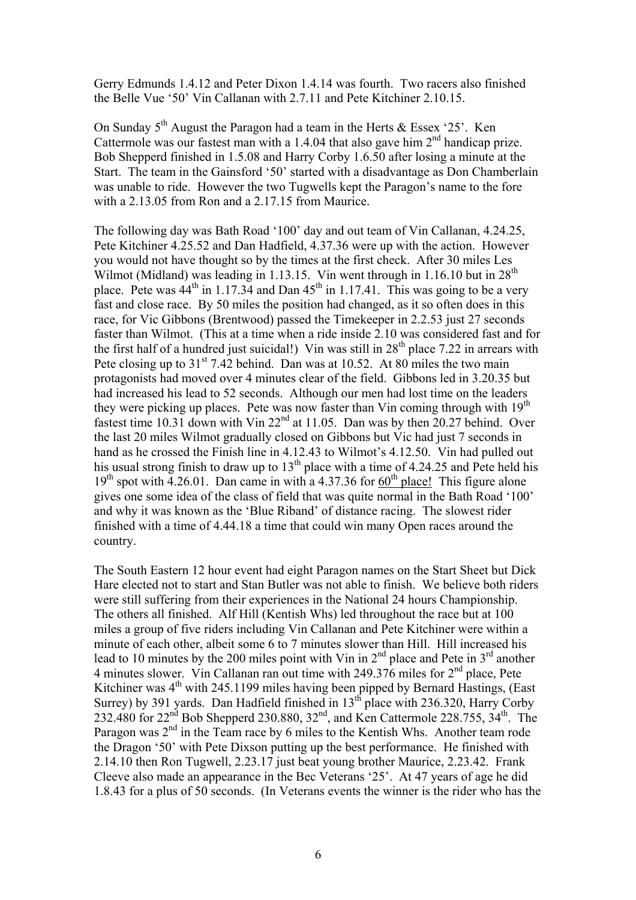Gerry Edmunds 1.4.12 and Peter Dixon 1.4.14 was fourth. Two racers also finished the Belle Vue '50' Vin Callanan with 2.7.11 and Pete Kitchiner 2.10.15.

On Sunday 5th August the Paragon had a team in the Herts & Essex '25'. Ken Cattermole was our fastest man with a 1.4.04 that also gave him 2nd handicap prize. Bob Shepperd finished in 1.5.08 and Harry Corby 1.6.50 after losing a minute at the Start. The team in the Gainsford '50' started with a disadvantage as Don Chamberlain was unable to ride. However the two Tugwells kept the Paragon's name to the fore with a 2.13.05 from Ron and a 2.17.15 from Maurice.

The following day was Bath Road '100' day and out team of Vin Callanan, 4.24.25, Pete Kitchiner 4.25.52 and Dan Hadfield, 4.37.36 were up with the action. However you would not have thought so by the times at the first check. After 30 miles Les Wilmot (Midland) was leading in 1.13.15. Vin went through in 1.16.10 but in 28th place. Pete was 44th in 1.17.34 and Dan 45th in 1.17.41. This was going to be a very fast and close race. By 50 miles the position had changed, as it so often does in this race, for Vic Gibbons (Brentwood) passed the Timekeeper in 2.2.53 just 27 seconds faster than Wilmot. (This at a time when a ride inside 2.10 was considered fast and for the first half of a hundred just suicidal!) Vin was still in 28th place 7.22 in arrears with Pete closing up to 31st 7.42 behind. Dan was at 10.52. At 80 miles the two main protagonists had moved over 4 minutes clear of the field. Gibbons led in 3.20.35 but had increased his lead to 52 seconds. Although our men had lost time on the leaders they were picking up places. Pete was now faster than Vin coming through with 19th fastest time 10.31 down with Vin 22nd at 11.05. Dan was by then 20.27 behind. Over the last 20 miles Wilmot gradually closed on Gibbons but Vic had just 7 seconds in hand as he crossed the Finish line in 4.12.43 to Wilmot's 4.12.50. Vin had pulled out his usual strong finish to draw up to 13th place with a time of 4.24.25 and Pete held his 19th spot with 4.26.01. Dan came in with a 4.37.36 for <u>60th place!</u> This figure alone gives one some idea of the class of field that was quite normal in the Bath Road '100' and why it was known as the 'Blue Riband' of distance racing. The slowest rider finished with a time of 4.44.18 a time that could win many Open races around the country.

The South Eastern 12 hour event had eight Paragon names on the Start Sheet but Dick Hare elected not to start and Stan Butler was not able to finish. We believe both riders were still suffering from their experiences in the National 24 hours Championship. The others all finished. Alf Hill (Kentish Whs) led throughout the race but at 100 miles a group of five riders including Vin Callanan and Pete Kitchiner were within a minute of each other, albeit some 6 to 7 minutes slower than Hill. Hill increased his lead to 10 minutes by the 200 miles point with Vin in 2nd place and Pete in 3rd another 4 minutes slower. Vin Callanan ran out time with 249.376 miles for 2nd place, Pete Kitchiner was 4th with 245.1199 miles having been pipped by Bernard Hastings, (East Surrey) by 391 yards. Dan Hadfield finished in 13th place with 236.320, Harry Corby 232.480 for 22nd Bob Shepperd 230.880, 32nd, and Ken Cattermole 228.755, 34th. The Paragon was 2nd in the Team race by 6 miles to the Kentish Whs. Another team rode the Dragon '50' with Pete Dixson putting up the best performance. He finished with 2.14.10 then Ron Tugwell, 2.23.17 just beat young brother Maurice, 2.23.42. Frank Cleeve also made an appearance in the Bec Veterans '25'. At 47 years of age he did 1.8.43 for a plus of 50 seconds. (In Veterans events the winner is the rider who has the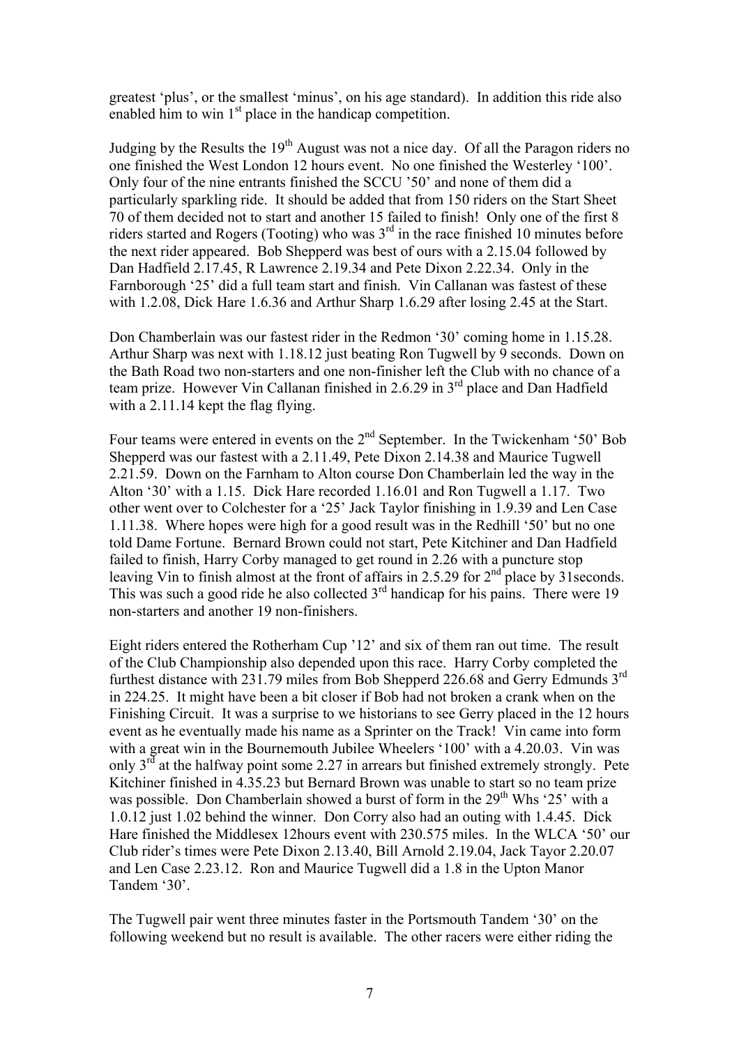greatest 'plus', or the smallest 'minus', on his age standard). In addition this ride also enabled him to win 1st place in the handicap competition.

Judging by the Results the 19th August was not a nice day. Of all the Paragon riders no one finished the West London 12 hours event. No one finished the Westerley '100'. Only four of the nine entrants finished the SCCU '50' and none of them did a particularly sparkling ride. It should be added that from 150 riders on the Start Sheet 70 of them decided not to start and another 15 failed to finish! Only one of the first 8 riders started and Rogers (Tooting) who was 3rd in the race finished 10 minutes before the next rider appeared. Bob Shepperd was best of ours with a 2.15.04 followed by Dan Hadfield 2.17.45, R Lawrence 2.19.34 and Pete Dixon 2.22.34. Only in the Farnborough '25' did a full team start and finish. Vin Callanan was fastest of these with 1.2.08, Dick Hare 1.6.36 and Arthur Sharp 1.6.29 after losing 2.45 at the Start.

Don Chamberlain was our fastest rider in the Redmon '30' coming home in 1.15.28. Arthur Sharp was next with 1.18.12 just beating Ron Tugwell by 9 seconds. Down on the Bath Road two non-starters and one non-finisher left the Club with no chance of a team prize. However Vin Callanan finished in 2.6.29 in 3rd place and Dan Hadfield with a 2.11.14 kept the flag flying.

Four teams were entered in events on the 2nd September. In the Twickenham '50' Bob Shepperd was our fastest with a 2.11.49, Pete Dixon 2.14.38 and Maurice Tugwell 2.21.59. Down on the Farnham to Alton course Don Chamberlain led the way in the Alton '30' with a 1.15. Dick Hare recorded 1.16.01 and Ron Tugwell a 1.17. Two other went over to Colchester for a '25' Jack Taylor finishing in 1.9.39 and Len Case 1.11.38. Where hopes were high for a good result was in the Redhill '50' but no one told Dame Fortune. Bernard Brown could not start, Pete Kitchiner and Dan Hadfield failed to finish, Harry Corby managed to get round in 2.26 with a puncture stop leaving Vin to finish almost at the front of affairs in 2.5.29 for 2nd place by 31seconds. This was such a good ride he also collected 3rd handicap for his pains. There were 19 non-starters and another 19 non-finishers.

Eight riders entered the Rotherham Cup '12' and six of them ran out time. The result of the Club Championship also depended upon this race. Harry Corby completed the furthest distance with 231.79 miles from Bob Shepperd 226.68 and Gerry Edmunds 3rd in 224.25. It might have been a bit closer if Bob had not broken a crank when on the Finishing Circuit. It was a surprise to we historians to see Gerry placed in the 12 hours event as he eventually made his name as a Sprinter on the Track! Vin came into form with a great win in the Bournemouth Jubilee Wheelers '100' with a 4.20.03. Vin was only 3rd at the halfway point some 2.27 in arrears but finished extremely strongly. Pete Kitchiner finished in 4.35.23 but Bernard Brown was unable to start so no team prize was possible. Don Chamberlain showed a burst of form in the 29th Whs '25' with a 1.0.12 just 1.02 behind the winner. Don Corry also had an outing with 1.4.45. Dick Hare finished the Middlesex 12hours event with 230.575 miles. In the WLCA '50' our Club rider's times were Pete Dixon 2.13.40, Bill Arnold 2.19.04, Jack Tayor 2.20.07 and Len Case 2.23.12. Ron and Maurice Tugwell did a 1.8 in the Upton Manor Tandem '30'.

The Tugwell pair went three minutes faster in the Portsmouth Tandem '30' on the following weekend but no result is available. The other racers were either riding the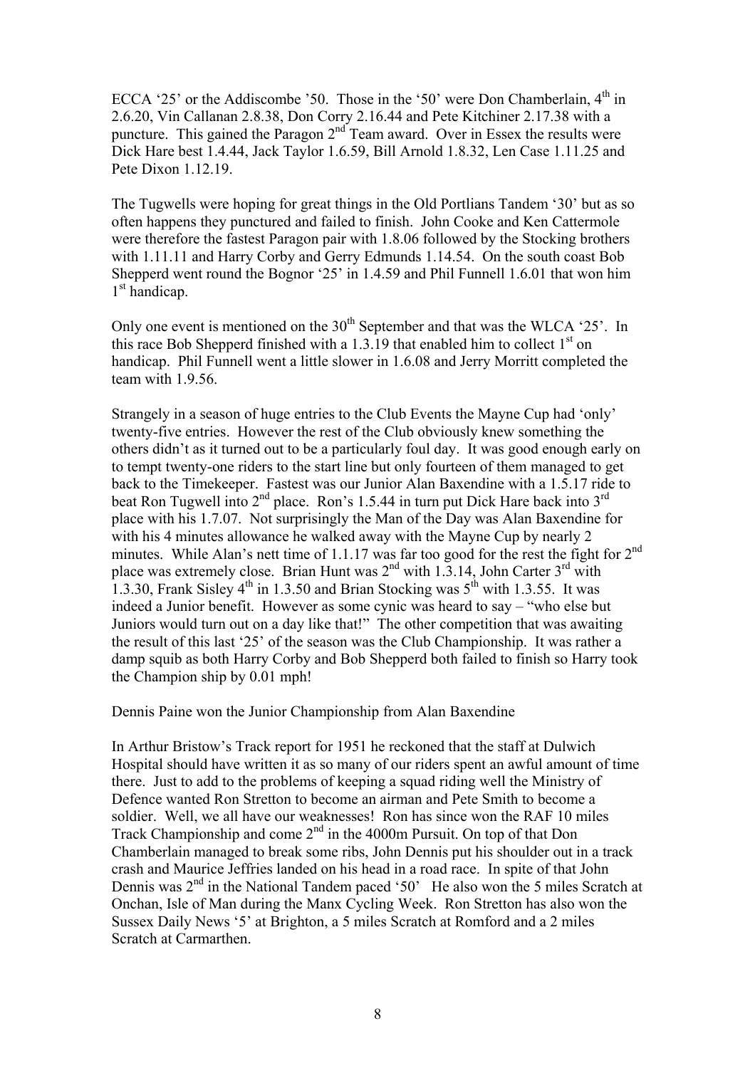ECCA '25' or the Addiscombe '50. Those in the '50' were Don Chamberlain, 4th in 2.6.20, Vin Callanan 2.8.38, Don Corry 2.16.44 and Pete Kitchiner 2.17.38 with a puncture. This gained the Paragon 2nd Team award. Over in Essex the results were Dick Hare best 1.4.44, Jack Taylor 1.6.59, Bill Arnold 1.8.32, Len Case 1.11.25 and Pete Dixon 1.12.19.

The Tugwells were hoping for great things in the Old Portlians Tandem '30' but as so often happens they punctured and failed to finish. John Cooke and Ken Cattermole were therefore the fastest Paragon pair with 1.8.06 followed by the Stocking brothers with 1.11.11 and Harry Corby and Gerry Edmunds 1.14.54. On the south coast Bob Shepperd went round the Bognor '25' in 1.4.59 and Phil Funnell 1.6.01 that won him 1st handicap.

Only one event is mentioned on the 30th September and that was the WLCA '25'. In this race Bob Shepperd finished with a 1.3.19 that enabled him to collect 1st on handicap. Phil Funnell went a little slower in 1.6.08 and Jerry Morritt completed the team with 1.9.56.

Strangely in a season of huge entries to the Club Events the Mayne Cup had 'only' twenty-five entries. However the rest of the Club obviously knew something the others didn't as it turned out to be a particularly foul day. It was good enough early on to tempt twenty-one riders to the start line but only fourteen of them managed to get back to the Timekeeper. Fastest was our Junior Alan Baxendine with a 1.5.17 ride to beat Ron Tugwell into 2nd place. Ron's 1.5.44 in turn put Dick Hare back into 3rd place with his 1.7.07. Not surprisingly the Man of the Day was Alan Baxendine for with his 4 minutes allowance he walked away with the Mayne Cup by nearly 2 minutes. While Alan's nett time of 1.1.17 was far too good for the rest the fight for 2nd place was extremely close. Brian Hunt was 2nd with 1.3.14, John Carter 3rd with 1.3.30, Frank Sisley 4th in 1.3.50 and Brian Stocking was 5th with 1.3.55. It was indeed a Junior benefit. However as some cynic was heard to say – "who else but Juniors would turn out on a day like that!" The other competition that was awaiting the result of this last '25' of the season was the Club Championship. It was rather a damp squib as both Harry Corby and Bob Shepperd both failed to finish so Harry took the Champion ship by 0.01 mph!

Dennis Paine won the Junior Championship from Alan Baxendine

In Arthur Bristow's Track report for 1951 he reckoned that the staff at Dulwich Hospital should have written it as so many of our riders spent an awful amount of time there. Just to add to the problems of keeping a squad riding well the Ministry of Defence wanted Ron Stretton to become an airman and Pete Smith to become a soldier. Well, we all have our weaknesses! Ron has since won the RAF 10 miles Track Championship and come 2nd in the 4000m Pursuit. On top of that Don Chamberlain managed to break some ribs, John Dennis put his shoulder out in a track crash and Maurice Jeffries landed on his head in a road race. In spite of that John Dennis was 2nd in the National Tandem paced '50' He also won the 5 miles Scratch at Onchan, Isle of Man during the Manx Cycling Week. Ron Stretton has also won the Sussex Daily News '5' at Brighton, a 5 miles Scratch at Romford and a 2 miles Scratch at Carmarthen.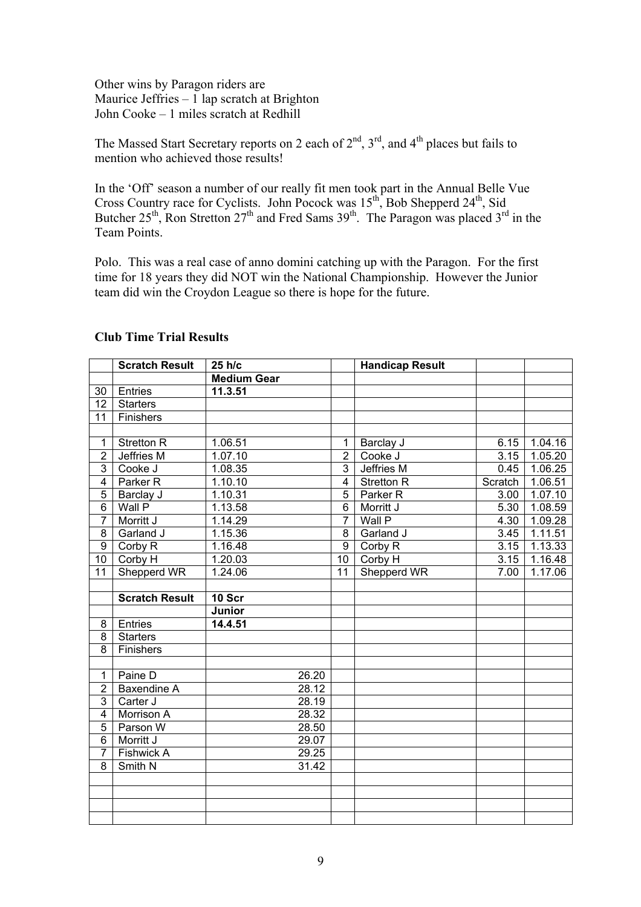Other wins by Paragon riders are
Maurice Jeffries – 1 lap scratch at Brighton
John Cooke – 1 miles scratch at Redhill

The Massed Start Secretary reports on 2 each of 2nd, 3rd, and 4th places but fails to mention who achieved those results!

In the 'Off' season a number of our really fit men took part in the Annual Belle Vue Cross Country race for Cyclists. John Pocock was 15th, Bob Shepperd 24th, Sid Butcher 25th, Ron Stretton 27th and Fred Sams 39th. The Paragon was placed 3rd in the Team Points.

Polo. This was a real case of anno domini catching up with the Paragon. For the first time for 18 years they did NOT win the National Championship. However the Junior team did win the Croydon League so there is hope for the future.

**Club Time Trial Results**

| | **Scratch Result** | **25 h/c** | | **Handicap Result** | | |
|---|---|---|---|---|---|---|
| | | **Medium Gear** | | | | |
| 30 | Entries | **11.3.51** | | | | |
| 12 | Starters | | | | | |
| 11 | Finishers | | | | | |
| | | | | | | |
| 1 | Stretton R | 1.06.51 | 1 | Barclay J | 6.15 | 1.04.16 |
| 2 | Jeffries M | 1.07.10 | 2 | Cooke J | 3.15 | 1.05.20 |
| 3 | Cooke J | 1.08.35 | 3 | Jeffries M | 0.45 | 1.06.25 |
| 4 | Parker R | 1.10.10 | 4 | Stretton R | Scratch | 1.06.51 |
| 5 | Barclay J | 1.10.31 | 5 | Parker R | 3.00 | 1.07.10 |
| 6 | Wall P | 1.13.58 | 6 | Morritt J | 5.30 | 1.08.59 |
| 7 | Morritt J | 1.14.29 | 7 | Wall P | 4.30 | 1.09.28 |
| 8 | Garland J | 1.15.36 | 8 | Garland J | 3.45 | 1.11.51 |
| 9 | Corby R | 1.16.48 | 9 | Corby R | 3.15 | 1.13.33 |
| 10 | Corby H | 1.20.03 | 10 | Corby H | 3.15 | 1.16.48 |
| 11 | Shepperd WR | 1.24.06 | 11 | Shepperd WR | 7.00 | 1.17.06 |
| | | | | | | |
| | **Scratch Result** | **10 Scr** | | | | |
| | | **Junior** | | | | |
| 8 | Entries | **14.4.51** | | | | |
| 8 | Starters | | | | | |
| 8 | Finishers | | | | | |
| | | | | | | |
| 1 | Paine D | 26.20 | | | | |
| 2 | Baxendine A | 28.12 | | | | |
| 3 | Carter J | 28.19 | | | | |
| 4 | Morrison A | 28.32 | | | | |
| 5 | Parson W | 28.50 | | | | |
| 6 | Morritt J | 29.07 | | | | |
| 7 | Fishwick A | 29.25 | | | | |
| 8 | Smith N | 31.42 | | | | |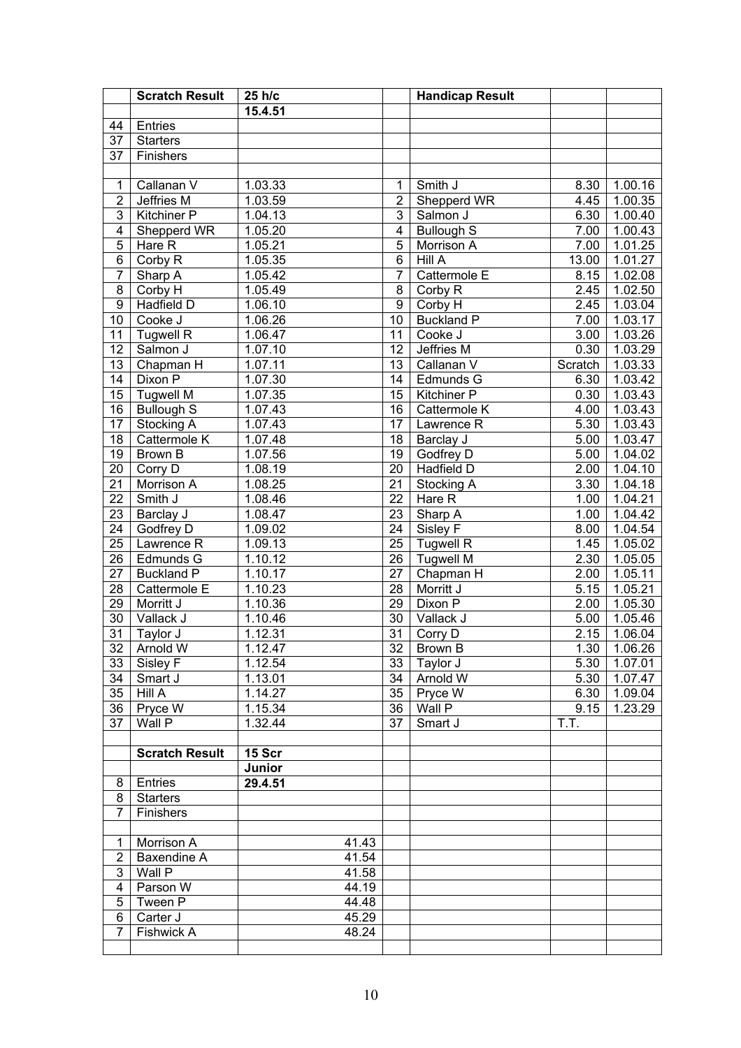|  | Scratch Result | 25 h/c |  | Handicap Result |  |  |
|---|---|---|---|---|---|---|
|  |  | 15.4.51 |  |  |  |  |
| 44 | Entries |  |  |  |  |  |
| 37 | Starters |  |  |  |  |  |
| 37 | Finishers |  |  |  |  |  |
|  |  |  |  |  |  |  |
| 1 | Callanan V | 1.03.33 | 1 | Smith J | 8.30 | 1.00.16 |
| 2 | Jeffries M | 1.03.59 | 2 | Shepperd WR | 4.45 | 1.00.35 |
| 3 | Kitchiner P | 1.04.13 | 3 | Salmon J | 6.30 | 1.00.40 |
| 4 | Shepperd WR | 1.05.20 | 4 | Bullough S | 7.00 | 1.00.43 |
| 5 | Hare R | 1.05.21 | 5 | Morrison A | 7.00 | 1.01.25 |
| 6 | Corby R | 1.05.35 | 6 | Hill A | 13.00 | 1.01.27 |
| 7 | Sharp A | 1.05.42 | 7 | Cattermole E | 8.15 | 1.02.08 |
| 8 | Corby H | 1.05.49 | 8 | Corby R | 2.45 | 1.02.50 |
| 9 | Hadfield D | 1.06.10 | 9 | Corby H | 2.45 | 1.03.04 |
| 10 | Cooke J | 1.06.26 | 10 | Buckland P | 7.00 | 1.03.17 |
| 11 | Tugwell R | 1.06.47 | 11 | Cooke J | 3.00 | 1.03.26 |
| 12 | Salmon J | 1.07.10 | 12 | Jeffries M | 0.30 | 1.03.29 |
| 13 | Chapman H | 1.07.11 | 13 | Callanan V | Scratch | 1.03.33 |
| 14 | Dixon P | 1.07.30 | 14 | Edmunds G | 6.30 | 1.03.42 |
| 15 | Tugwell M | 1.07.35 | 15 | Kitchiner P | 0.30 | 1.03.43 |
| 16 | Bullough S | 1.07.43 | 16 | Cattermole K | 4.00 | 1.03.43 |
| 17 | Stocking A | 1.07.43 | 17 | Lawrence R | 5.30 | 1.03.43 |
| 18 | Cattermole K | 1.07.48 | 18 | Barclay J | 5.00 | 1.03.47 |
| 19 | Brown B | 1.07.56 | 19 | Godfrey D | 5.00 | 1.04.02 |
| 20 | Corry D | 1.08.19 | 20 | Hadfield D | 2.00 | 1.04.10 |
| 21 | Morrison A | 1.08.25 | 21 | Stocking A | 3.30 | 1.04.18 |
| 22 | Smith J | 1.08.46 | 22 | Hare R | 1.00 | 1.04.21 |
| 23 | Barclay J | 1.08.47 | 23 | Sharp A | 1.00 | 1.04.42 |
| 24 | Godfrey D | 1.09.02 | 24 | Sisley F | 8.00 | 1.04.54 |
| 25 | Lawrence R | 1.09.13 | 25 | Tugwell R | 1.45 | 1.05.02 |
| 26 | Edmunds G | 1.10.12 | 26 | Tugwell M | 2.30 | 1.05.05 |
| 27 | Buckland P | 1.10.17 | 27 | Chapman H | 2.00 | 1.05.11 |
| 28 | Cattermole E | 1.10.23 | 28 | Morritt J | 5.15 | 1.05.21 |
| 29 | Morritt J | 1.10.36 | 29 | Dixon P | 2.00 | 1.05.30 |
| 30 | Vallack J | 1.10.46 | 30 | Vallack J | 5.00 | 1.05.46 |
| 31 | Taylor J | 1.12.31 | 31 | Corry D | 2.15 | 1.06.04 |
| 32 | Arnold W | 1.12.47 | 32 | Brown B | 1.30 | 1.06.26 |
| 33 | Sisley F | 1.12.54 | 33 | Taylor J | 5.30 | 1.07.01 |
| 34 | Smart J | 1.13.01 | 34 | Arnold W | 5.30 | 1.07.47 |
| 35 | Hill A | 1.14.27 | 35 | Pryce W | 6.30 | 1.09.04 |
| 36 | Pryce W | 1.15.34 | 36 | Wall P | 9.15 | 1.23.29 |
| 37 | Wall P | 1.32.44 | 37 | Smart J | T.T. |  |
|  |  |  |  |  |  |  |
|  | Scratch Result | 15 Scr |  |  |  |  |
|  |  | Junior |  |  |  |  |
| 8 | Entries | 29.4.51 |  |  |  |  |
| 8 | Starters |  |  |  |  |  |
| 7 | Finishers |  |  |  |  |  |
|  |  |  |  |  |  |  |
| 1 | Morrison A | 41.43 |  |  |  |  |
| 2 | Baxendine A | 41.54 |  |  |  |  |
| 3 | Wall P | 41.58 |  |  |  |  |
| 4 | Parson W | 44.19 |  |  |  |  |
| 5 | Tween P | 44.48 |  |  |  |  |
| 6 | Carter J | 45.29 |  |  |  |  |
| 7 | Fishwick A | 48.24 |  |  |  |  |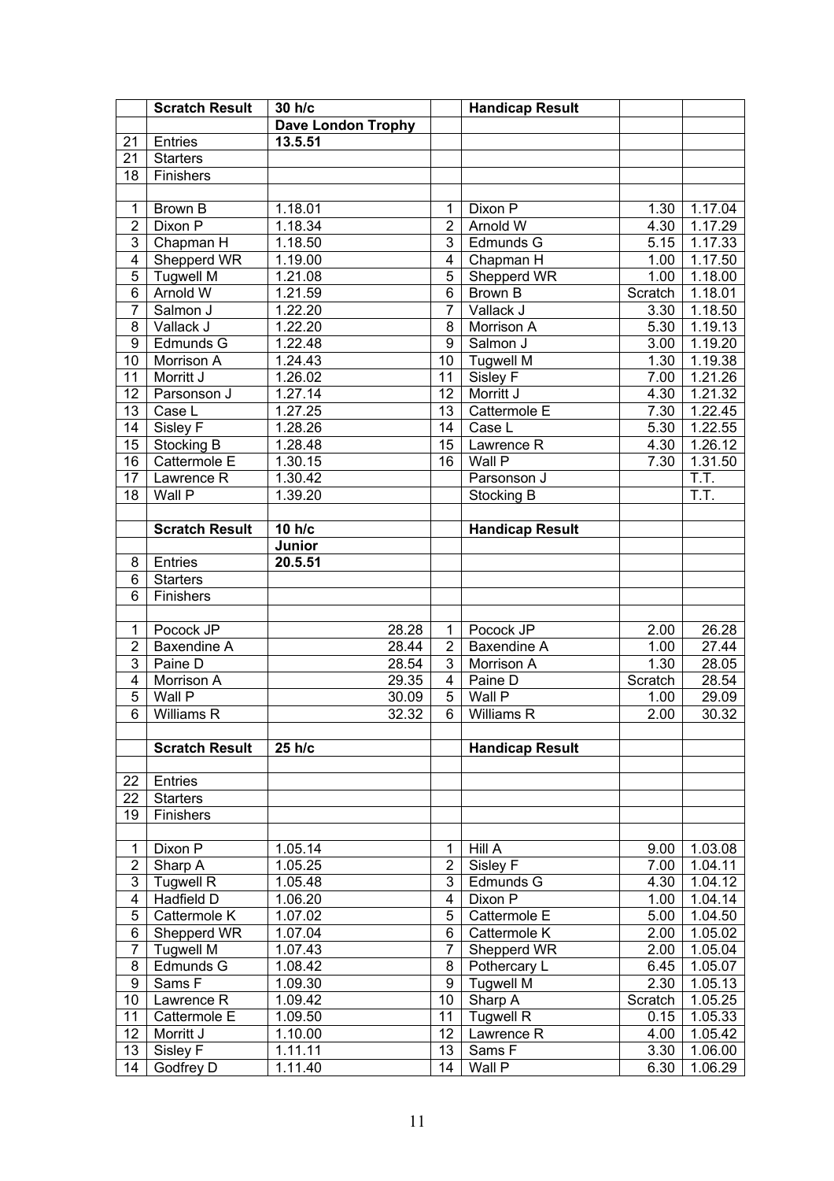|  | Scratch Result | 30 h/c |  | Handicap Result |  |  |
|---|---|---|---|---|---|---|
|  |  | Dave London Trophy |  |  |  |  |
| 21 | Entries | 13.5.51 |  |  |  |  |
| 21 | Starters |  |  |  |  |  |
| 18 | Finishers |  |  |  |  |  |
|  |  |  |  |  |  |  |
| 1 | Brown B | 1.18.01 | 1 | Dixon P | 1.30 | 1.17.04 |
| 2 | Dixon P | 1.18.34 | 2 | Arnold W | 4.30 | 1.17.29 |
| 3 | Chapman H | 1.18.50 | 3 | Edmunds G | 5.15 | 1.17.33 |
| 4 | Shepperd WR | 1.19.00 | 4 | Chapman H | 1.00 | 1.17.50 |
| 5 | Tugwell M | 1.21.08 | 5 | Shepperd WR | 1.00 | 1.18.00 |
| 6 | Arnold W | 1.21.59 | 6 | Brown B | Scratch | 1.18.01 |
| 7 | Salmon J | 1.22.20 | 7 | Vallack J | 3.30 | 1.18.50 |
| 8 | Vallack J | 1.22.20 | 8 | Morrison A | 5.30 | 1.19.13 |
| 9 | Edmunds G | 1.22.48 | 9 | Salmon J | 3.00 | 1.19.20 |
| 10 | Morrison A | 1.24.43 | 10 | Tugwell M | 1.30 | 1.19.38 |
| 11 | Morritt J | 1.26.02 | 11 | Sisley F | 7.00 | 1.21.26 |
| 12 | Parsonson J | 1.27.14 | 12 | Morritt J | 4.30 | 1.21.32 |
| 13 | Case L | 1.27.25 | 13 | Cattermole E | 7.30 | 1.22.45 |
| 14 | Sisley F | 1.28.26 | 14 | Case L | 5.30 | 1.22.55 |
| 15 | Stocking B | 1.28.48 | 15 | Lawrence R | 4.30 | 1.26.12 |
| 16 | Cattermole E | 1.30.15 | 16 | Wall P | 7.30 | 1.31.50 |
| 17 | Lawrence R | 1.30.42 |  | Parsonson J |  | T.T. |
| 18 | Wall P | 1.39.20 |  | Stocking B |  | T.T. |
|  |  |  |  |  |  |  |
|  | Scratch Result | 10 h/c |  | Handicap Result |  |  |
|  |  | Junior |  |  |  |  |
| 8 | Entries | 20.5.51 |  |  |  |  |
| 6 | Starters |  |  |  |  |  |
| 6 | Finishers |  |  |  |  |  |
|  |  |  |  |  |  |  |
| 1 | Pocock JP | 28.28 | 1 | Pocock JP | 2.00 | 26.28 |
| 2 | Baxendine A | 28.44 | 2 | Baxendine A | 1.00 | 27.44 |
| 3 | Paine D | 28.54 | 3 | Morrison A | 1.30 | 28.05 |
| 4 | Morrison A | 29.35 | 4 | Paine D | Scratch | 28.54 |
| 5 | Wall P | 30.09 | 5 | Wall P | 1.00 | 29.09 |
| 6 | Williams R | 32.32 | 6 | Williams R | 2.00 | 30.32 |
|  |  |  |  |  |  |  |
|  | Scratch Result | 25 h/c |  | Handicap Result |  |  |
|  |  |  |  |  |  |  |
| 22 | Entries |  |  |  |  |  |
| 22 | Starters |  |  |  |  |  |
| 19 | Finishers |  |  |  |  |  |
|  |  |  |  |  |  |  |
| 1 | Dixon P | 1.05.14 | 1 | Hill A | 9.00 | 1.03.08 |
| 2 | Sharp A | 1.05.25 | 2 | Sisley F | 7.00 | 1.04.11 |
| 3 | Tugwell R | 1.05.48 | 3 | Edmunds G | 4.30 | 1.04.12 |
| 4 | Hadfield D | 1.06.20 | 4 | Dixon P | 1.00 | 1.04.14 |
| 5 | Cattermole K | 1.07.02 | 5 | Cattermole E | 5.00 | 1.04.50 |
| 6 | Shepperd WR | 1.07.04 | 6 | Cattermole K | 2.00 | 1.05.02 |
| 7 | Tugwell M | 1.07.43 | 7 | Shepperd WR | 2.00 | 1.05.04 |
| 8 | Edmunds G | 1.08.42 | 8 | Pothercary L | 6.45 | 1.05.07 |
| 9 | Sams F | 1.09.30 | 9 | Tugwell M | 2.30 | 1.05.13 |
| 10 | Lawrence R | 1.09.42 | 10 | Sharp A | Scratch | 1.05.25 |
| 11 | Cattermole E | 1.09.50 | 11 | Tugwell R | 0.15 | 1.05.33 |
| 12 | Morritt J | 1.10.00 | 12 | Lawrence R | 4.00 | 1.05.42 |
| 13 | Sisley F | 1.11.11 | 13 | Sams F | 3.30 | 1.06.00 |
| 14 | Godfrey D | 1.11.40 | 14 | Wall P | 6.30 | 1.06.29 |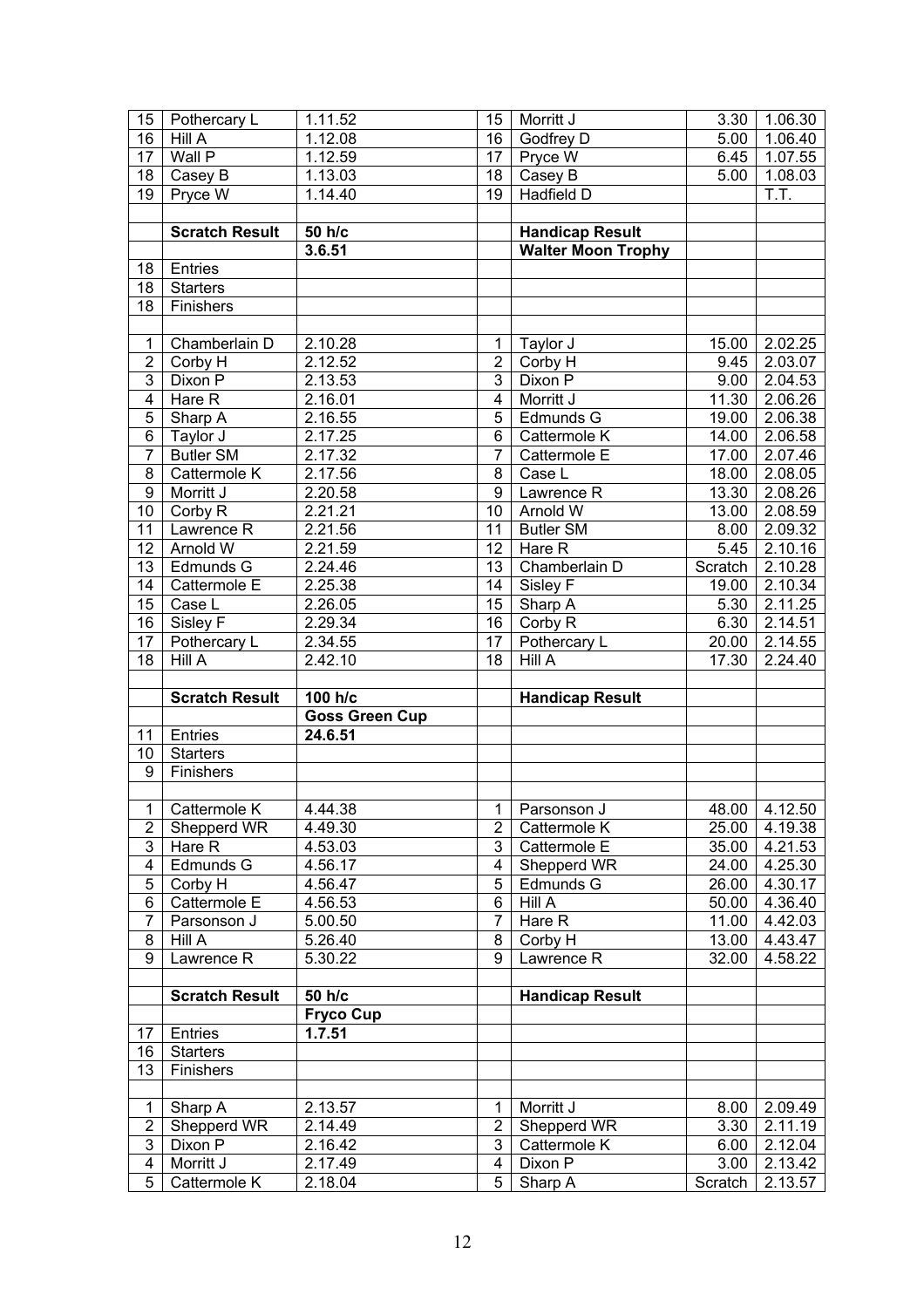| | | | | | | |
|---|---|---|---|---|---|---|
| 15 | Pothercary L | 1.11.52 | 15 | Morritt J | 3.30 | 1.06.30 |
| 16 | Hill A | 1.12.08 | 16 | Godfrey D | 5.00 | 1.06.40 |
| 17 | Wall P | 1.12.59 | 17 | Pryce W | 6.45 | 1.07.55 |
| 18 | Casey B | 1.13.03 | 18 | Casey B | 5.00 | 1.08.03 |
| 19 | Pryce W | 1.14.40 | 19 | Hadfield D | | T.T. |
| | | | | | | |
| | **Scratch Result** | **50 h/c** | | **Handicap Result** | | |
| | | **3.6.51** | | **Walter Moon Trophy** | | |
| 18 | Entries | | | | | |
| 18 | Starters | | | | | |
| 18 | Finishers | | | | | |
| | | | | | | |
| 1 | Chamberlain D | 2.10.28 | 1 | Taylor J | 15.00 | 2.02.25 |
| 2 | Corby H | 2.12.52 | 2 | Corby H | 9.45 | 2.03.07 |
| 3 | Dixon P | 2.13.53 | 3 | Dixon P | 9.00 | 2.04.53 |
| 4 | Hare R | 2.16.01 | 4 | Morritt J | 11.30 | 2.06.26 |
| 5 | Sharp A | 2.16.55 | 5 | Edmunds G | 19.00 | 2.06.38 |
| 6 | Taylor J | 2.17.25 | 6 | Cattermole K | 14.00 | 2.06.58 |
| 7 | Butler SM | 2.17.32 | 7 | Cattermole E | 17.00 | 2.07.46 |
| 8 | Cattermole K | 2.17.56 | 8 | Case L | 18.00 | 2.08.05 |
| 9 | Morritt J | 2.20.58 | 9 | Lawrence R | 13.30 | 2.08.26 |
| 10 | Corby R | 2.21.21 | 10 | Arnold W | 13.00 | 2.08.59 |
| 11 | Lawrence R | 2.21.56 | 11 | Butler SM | 8.00 | 2.09.32 |
| 12 | Arnold W | 2.21.59 | 12 | Hare R | 5.45 | 2.10.16 |
| 13 | Edmunds G | 2.24.46 | 13 | Chamberlain D | Scratch | 2.10.28 |
| 14 | Cattermole E | 2.25.38 | 14 | Sisley F | 19.00 | 2.10.34 |
| 15 | Case L | 2.26.05 | 15 | Sharp A | 5.30 | 2.11.25 |
| 16 | Sisley F | 2.29.34 | 16 | Corby R | 6.30 | 2.14.51 |
| 17 | Pothercary L | 2.34.55 | 17 | Pothercary L | 20.00 | 2.14.55 |
| 18 | Hill A | 2.42.10 | 18 | Hill A | 17.30 | 2.24.40 |
| | | | | | | |
| | **Scratch Result** | **100 h/c** | | **Handicap Result** | | |
| | | **Goss Green Cup** | | | | |
| 11 | Entries | **24.6.51** | | | | |
| 10 | Starters | | | | | |
| 9 | Finishers | | | | | |
| | | | | | | |
| 1 | Cattermole K | 4.44.38 | 1 | Parsonson J | 48.00 | 4.12.50 |
| 2 | Shepperd WR | 4.49.30 | 2 | Cattermole K | 25.00 | 4.19.38 |
| 3 | Hare R | 4.53.03 | 3 | Cattermole E | 35.00 | 4.21.53 |
| 4 | Edmunds G | 4.56.17 | 4 | Shepperd WR | 24.00 | 4.25.30 |
| 5 | Corby H | 4.56.47 | 5 | Edmunds G | 26.00 | 4.30.17 |
| 6 | Cattermole E | 4.56.53 | 6 | Hill A | 50.00 | 4.36.40 |
| 7 | Parsonson J | 5.00.50 | 7 | Hare R | 11.00 | 4.42.03 |
| 8 | Hill A | 5.26.40 | 8 | Corby H | 13.00 | 4.43.47 |
| 9 | Lawrence R | 5.30.22 | 9 | Lawrence R | 32.00 | 4.58.22 |
| | | | | | | |
| | **Scratch Result** | **50 h/c** | | **Handicap Result** | | |
| | | **Fryco Cup** | | | | |
| 17 | Entries | **1.7.51** | | | | |
| 16 | Starters | | | | | |
| 13 | Finishers | | | | | |
| | | | | | | |
| 1 | Sharp A | 2.13.57 | 1 | Morritt J | 8.00 | 2.09.49 |
| 2 | Shepperd WR | 2.14.49 | 2 | Shepperd WR | 3.30 | 2.11.19 |
| 3 | Dixon P | 2.16.42 | 3 | Cattermole K | 6.00 | 2.12.04 |
| 4 | Morritt J | 2.17.49 | 4 | Dixon P | 3.00 | 2.13.42 |
| 5 | Cattermole K | 2.18.04 | 5 | Sharp A | Scratch | 2.13.57 |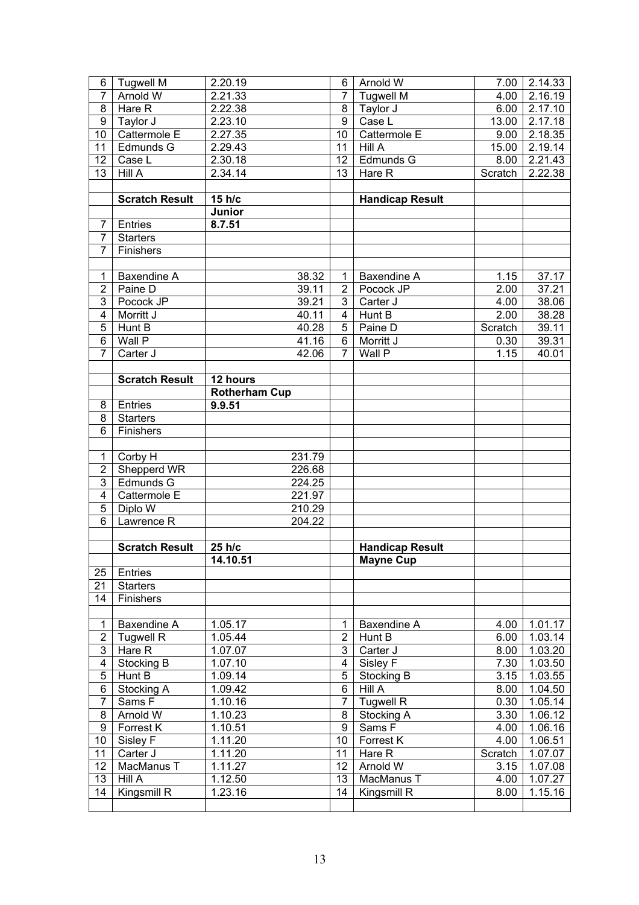| | | | | | | |
|---|---|---|---|---|---|---|
| 6 | Tugwell M | 2.20.19 | 6 | Arnold W | 7.00 | 2.14.33 |
| 7 | Arnold W | 2.21.33 | 7 | Tugwell M | 4.00 | 2.16.19 |
| 8 | Hare R | 2.22.38 | 8 | Taylor J | 6.00 | 2.17.10 |
| 9 | Taylor J | 2.23.10 | 9 | Case L | 13.00 | 2.17.18 |
| 10 | Cattermole E | 2.27.35 | 10 | Cattermole E | 9.00 | 2.18.35 |
| 11 | Edmunds G | 2.29.43 | 11 | Hill A | 15.00 | 2.19.14 |
| 12 | Case L | 2.30.18 | 12 | Edmunds G | 8.00 | 2.21.43 |
| 13 | Hill A | 2.34.14 | 13 | Hare R | Scratch | 2.22.38 |
| | | | | | | |
| | **Scratch Result** | **15 h/c** | | **Handicap Result** | | |
| | | **Junior** | | | | |
| 7 | Entries | **8.7.51** | | | | |
| 7 | Starters | | | | | |
| 7 | Finishers | | | | | |
| | | | | | | |
| 1 | Baxendine A | 38.32 | 1 | Baxendine A | 1.15 | 37.17 |
| 2 | Paine D | 39.11 | 2 | Pocock JP | 2.00 | 37.21 |
| 3 | Pocock JP | 39.21 | 3 | Carter J | 4.00 | 38.06 |
| 4 | Morritt J | 40.11 | 4 | Hunt B | 2.00 | 38.28 |
| 5 | Hunt B | 40.28 | 5 | Paine D | Scratch | 39.11 |
| 6 | Wall P | 41.16 | 6 | Morritt J | 0.30 | 39.31 |
| 7 | Carter J | 42.06 | 7 | Wall P | 1.15 | 40.01 |
| | | | | | | |
| | **Scratch Result** | **12 hours** | | | | |
| | | **Rotherham Cup** | | | | |
| 8 | Entries | **9.9.51** | | | | |
| 8 | Starters | | | | | |
| 6 | Finishers | | | | | |
| | | | | | | |
| 1 | Corby H | 231.79 | | | | |
| 2 | Shepperd WR | 226.68 | | | | |
| 3 | Edmunds G | 224.25 | | | | |
| 4 | Cattermole E | 221.97 | | | | |
| 5 | Diplo W | 210.29 | | | | |
| 6 | Lawrence R | 204.22 | | | | |
| | | | | | | |
| | **Scratch Result** | **25 h/c** | | **Handicap Result** | | |
| | | **14.10.51** | | **Mayne Cup** | | |
| 25 | Entries | | | | | |
| 21 | Starters | | | | | |
| 14 | Finishers | | | | | |
| | | | | | | |
| 1 | Baxendine A | 1.05.17 | 1 | Baxendine A | 4.00 | 1.01.17 |
| 2 | Tugwell R | 1.05.44 | 2 | Hunt B | 6.00 | 1.03.14 |
| 3 | Hare R | 1.07.07 | 3 | Carter J | 8.00 | 1.03.20 |
| 4 | Stocking B | 1.07.10 | 4 | Sisley F | 7.30 | 1.03.50 |
| 5 | Hunt B | 1.09.14 | 5 | Stocking B | 3.15 | 1.03.55 |
| 6 | Stocking A | 1.09.42 | 6 | Hill A | 8.00 | 1.04.50 |
| 7 | Sams F | 1.10.16 | 7 | Tugwell R | 0.30 | 1.05.14 |
| 8 | Arnold W | 1.10.23 | 8 | Stocking A | 3.30 | 1.06.12 |
| 9 | Forrest K | 1.10.51 | 9 | Sams F | 4.00 | 1.06.16 |
| 10 | Sisley F | 1.11.20 | 10 | Forrest K | 4.00 | 1.06.51 |
| 11 | Carter J | 1.11.20 | 11 | Hare R | Scratch | 1.07.07 |
| 12 | MacManus T | 1.11.27 | 12 | Arnold W | 3.15 | 1.07.08 |
| 13 | Hill A | 1.12.50 | 13 | MacManus T | 4.00 | 1.07.27 |
| 14 | Kingsmill R | 1.23.16 | 14 | Kingsmill R | 8.00 | 1.15.16 |